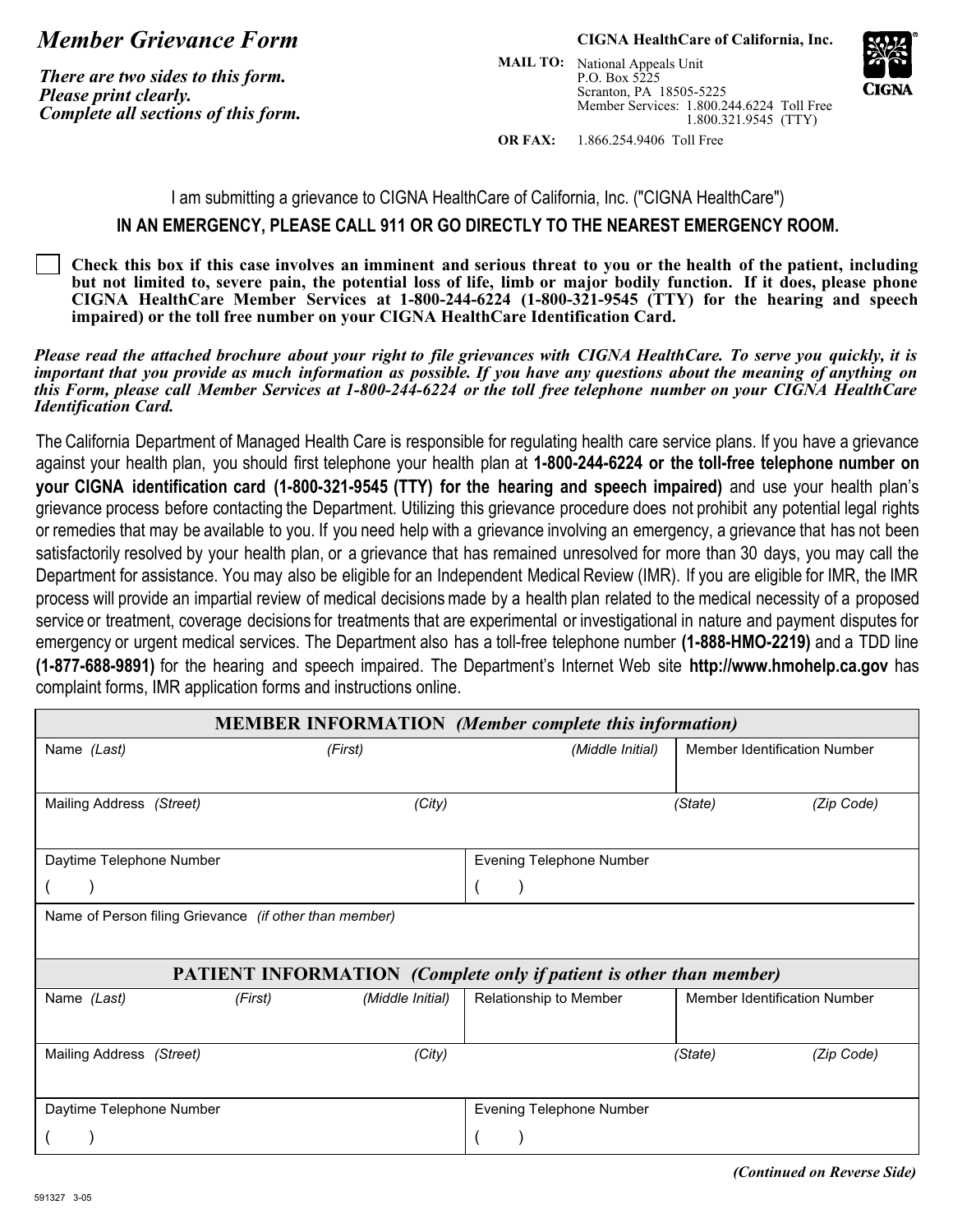# Member Grievance Form

***There are two sides to this form.***
***Please print clearly.***
***Complete all sections of this form.***

**CIGNA HealthCare of California, Inc.**

**MAIL TO:** National Appeals Unit
P.O. Box 5225
Scranton, PA 18505-5225
Member Services: 1.800.244.6224 Toll Free
1.800.321.9545 (TTY)

**OR FAX:** 1.866.254.9406 Toll Free

CIGNA

I am submitting a grievance to CIGNA HealthCare of California, Inc. ("CIGNA HealthCare")

**IN AN EMERGENCY, PLEASE CALL 911 OR GO DIRECTLY TO THE NEAREST EMERGENCY ROOM.**

☐ **Check this box if this case involves an imminent and serious threat to you or the health of the patient, including but not limited to, severe pain, the potential loss of life, limb or major bodily function. If it does, please phone CIGNA HealthCare Member Services at 1-800-244-6224 (1-800-321-9545 (TTY) for the hearing and speech impaired) or the toll free number on your CIGNA HealthCare Identification Card.**

***Please read the attached brochure about your right to file grievances with CIGNA HealthCare. To serve you quickly, it is important that you provide as much information as possible. If you have any questions about the meaning of anything on this Form, please call Member Services at 1-800-244-6224 or the toll free telephone number on your CIGNA HealthCare Identification Card.***

The California Department of Managed Health Care is responsible for regulating health care service plans. If you have a grievance against your health plan, you should first telephone your health plan at **1-800-244-6224 or the toll-free telephone number on your CIGNA identification card (1-800-321-9545 (TTY) for the hearing and speech impaired)** and use your health plan's grievance process before contacting the Department. Utilizing this grievance procedure does not prohibit any potential legal rights or remedies that may be available to you. If you need help with a grievance involving an emergency, a grievance that has not been satisfactorily resolved by your health plan, or a grievance that has remained unresolved for more than 30 days, you may call the Department for assistance. You may also be eligible for an Independent Medical Review (IMR). If you are eligible for IMR, the IMR process will provide an impartial review of medical decisions made by a health plan related to the medical necessity of a proposed service or treatment, coverage decisions for treatments that are experimental or investigational in nature and payment disputes for emergency or urgent medical services. The Department also has a toll-free telephone number **(1-888-HMO-2219)** and a TDD line **(1-877-688-9891)** for the hearing and speech impaired. The Department's Internet Web site **http://www.hmohelp.ca.gov** has complaint forms, IMR application forms and instructions online.

| **MEMBER INFORMATION** *(Member complete this information)* | | |
|---|---|---|
| Name *(Last)* *(First)* *(Middle Initial)* | | Member Identification Number |
| Mailing Address *(Street)* *(City)* | | *(State)* *(Zip Code)* |
| Daytime Telephone Number ( ) | Evening Telephone Number ( ) | |
| Name of Person filing Grievance *(if other than member)* | | |

| **PATIENT INFORMATION** *(Complete only if patient is other than member)* | | |
|---|---|---|
| Name *(Last)* *(First)* *(Middle Initial)* | Relationship to Member | Member Identification Number |
| Mailing Address *(Street)* *(City)* | | *(State)* *(Zip Code)* |
| Daytime Telephone Number ( ) | Evening Telephone Number ( ) | |

***(Continued on Reverse Side)***

591327 3-05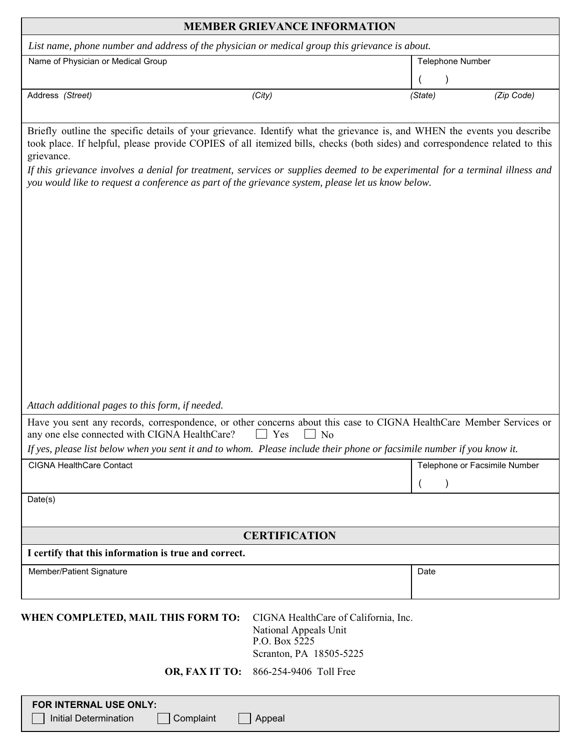## MEMBER GRIEVANCE INFORMATION

*List name, phone number and address of the physician or medical group this grievance is about.*

| Name of Physician or Medical Group | | | Telephone Number |
|---|---|---|---|
| | | | (     ) |
| Address *(Street)* | *(City)* | *(State)* | *(Zip Code)* |
| | | | |

Briefly outline the specific details of your grievance. Identify what the grievance is, and WHEN the events you describe took place. If helpful, please provide COPIES of all itemized bills, checks (both sides) and correspondence related to this grievance.

*If this grievance involves a denial for treatment, services or supplies deemed to be experimental for a terminal illness and you would like to request a conference as part of the grievance system, please let us know below.*

*Attach additional pages to this form, if needed.*

Have you sent any records, correspondence, or other concerns about this case to CIGNA HealthCare Member Services or any one else connected with CIGNA HealthCare? ☐ Yes ☐ No

*If yes, please list below when you sent it and to whom. Please include their phone or facsimile number if you know it.*

| CIGNA HealthCare Contact | Telephone or Facsimile Number |
|---|---|
| | (     ) |
| Date(s) | |

## CERTIFICATION

**I certify that this information is true and correct.**

| Member/Patient Signature | Date |
|---|---|
| | |

**WHEN COMPLETED, MAIL THIS FORM TO:** CIGNA HealthCare of California, Inc.
National Appeals Unit
P.O. Box 5225
Scranton, PA 18505-5225

**OR, FAX IT TO:** 866-254-9406 Toll Free

**FOR INTERNAL USE ONLY:**
☐ Initial Determination ☐ Complaint ☐ Appeal